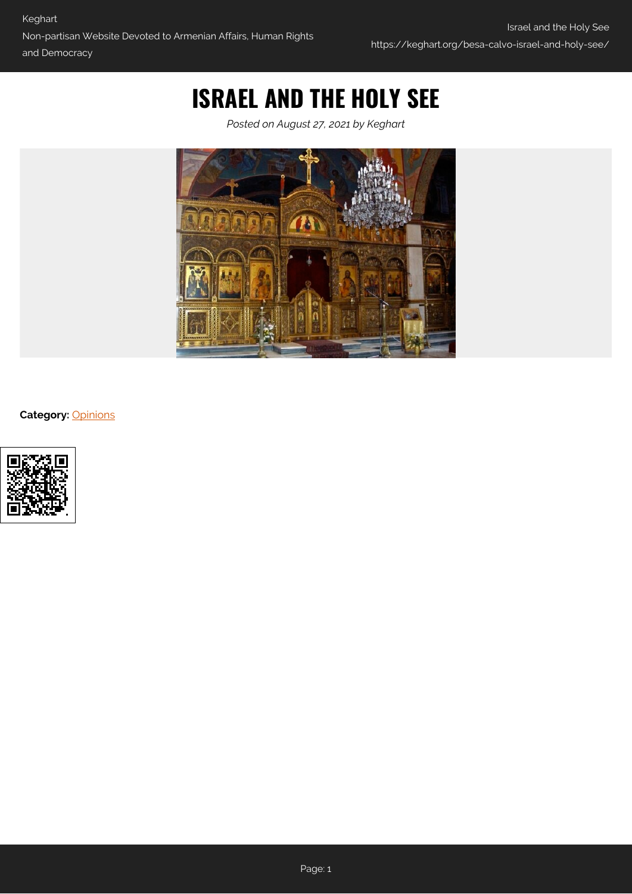# ISRAEL AND THE HOLY SEE

*Posted on August 27, 2021 by Keghart*

**Category:** Opinions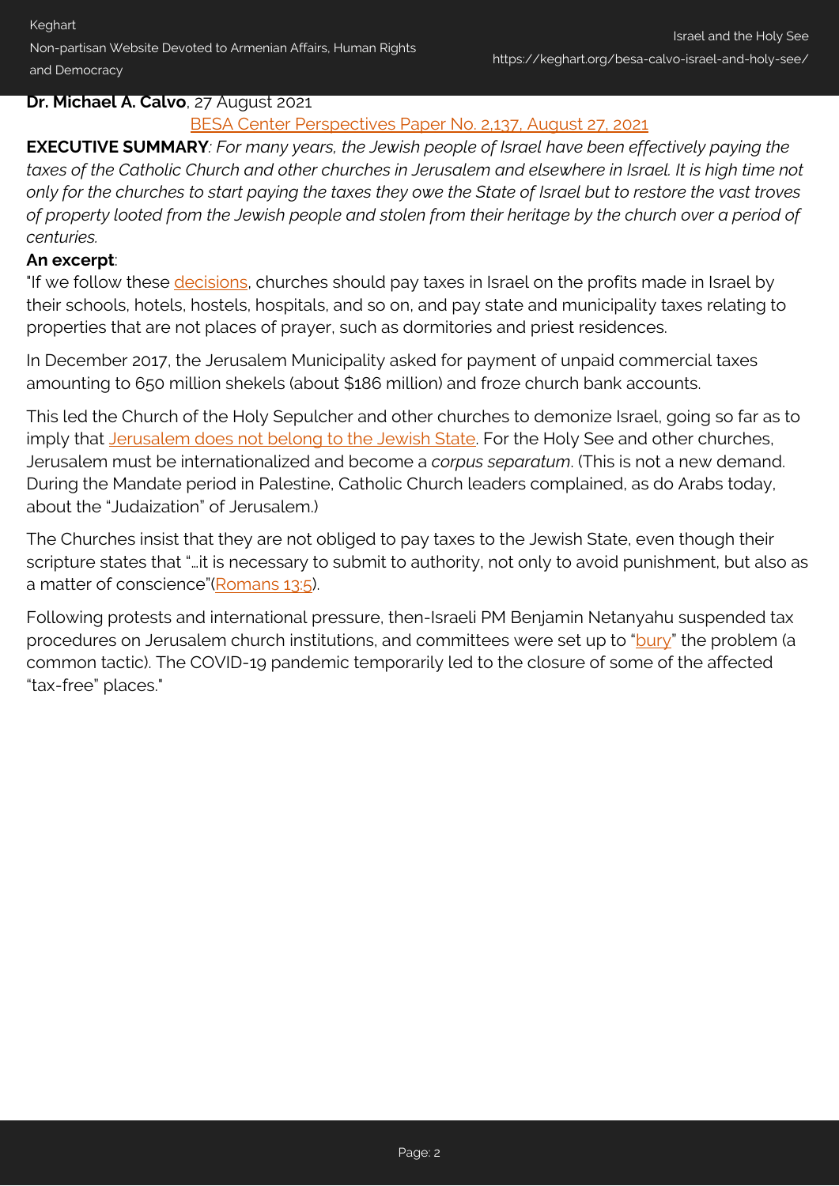**Dr. Michael A. Calvo**, 27 August 2021

BESA Center Perspectives Paper No. 2,137, August 27, 2021

**EXECUTIVE SUMMARY**: *For many years, the Jewish people of Israel have been effectively paying the taxes of the Catholic Church and other churches in Jerusalem and elsewhere in Israel. It is high time not only for the churches to start paying the taxes they owe the State of Israel but to restore the vast troves of property looted from the Jewish people and stolen from their heritage by the church over a period of centuries.*

**An excerpt**:

"If we follow these decisions, churches should pay taxes in Israel on the profits made in Israel by their schools, hotels, hostels, hospitals, and so on, and pay state and municipality taxes relating to properties that are not places of prayer, such as dormitories and priest residences.

In December 2017, the Jerusalem Municipality asked for payment of unpaid commercial taxes amounting to 650 million shekels (about $186 million) and froze church bank accounts.

This led the Church of the Holy Sepulcher and other churches to demonize Israel, going so far as to imply that Jerusalem does not belong to the Jewish State. For the Holy See and other churches, Jerusalem must be internationalized and become a *corpus separatum*. (This is not a new demand. During the Mandate period in Palestine, Catholic Church leaders complained, as do Arabs today, about the "Judaization" of Jerusalem.)

The Churches insist that they are not obliged to pay taxes to the Jewish State, even though their scripture states that "…it is necessary to submit to authority, not only to avoid punishment, but also as a matter of conscience"(Romans 13:5).

Following protests and international pressure, then-Israeli PM Benjamin Netanyahu suspended tax procedures on Jerusalem church institutions, and committees were set up to "bury" the problem (a common tactic). The COVID-19 pandemic temporarily led to the closure of some of the affected "tax-free" places."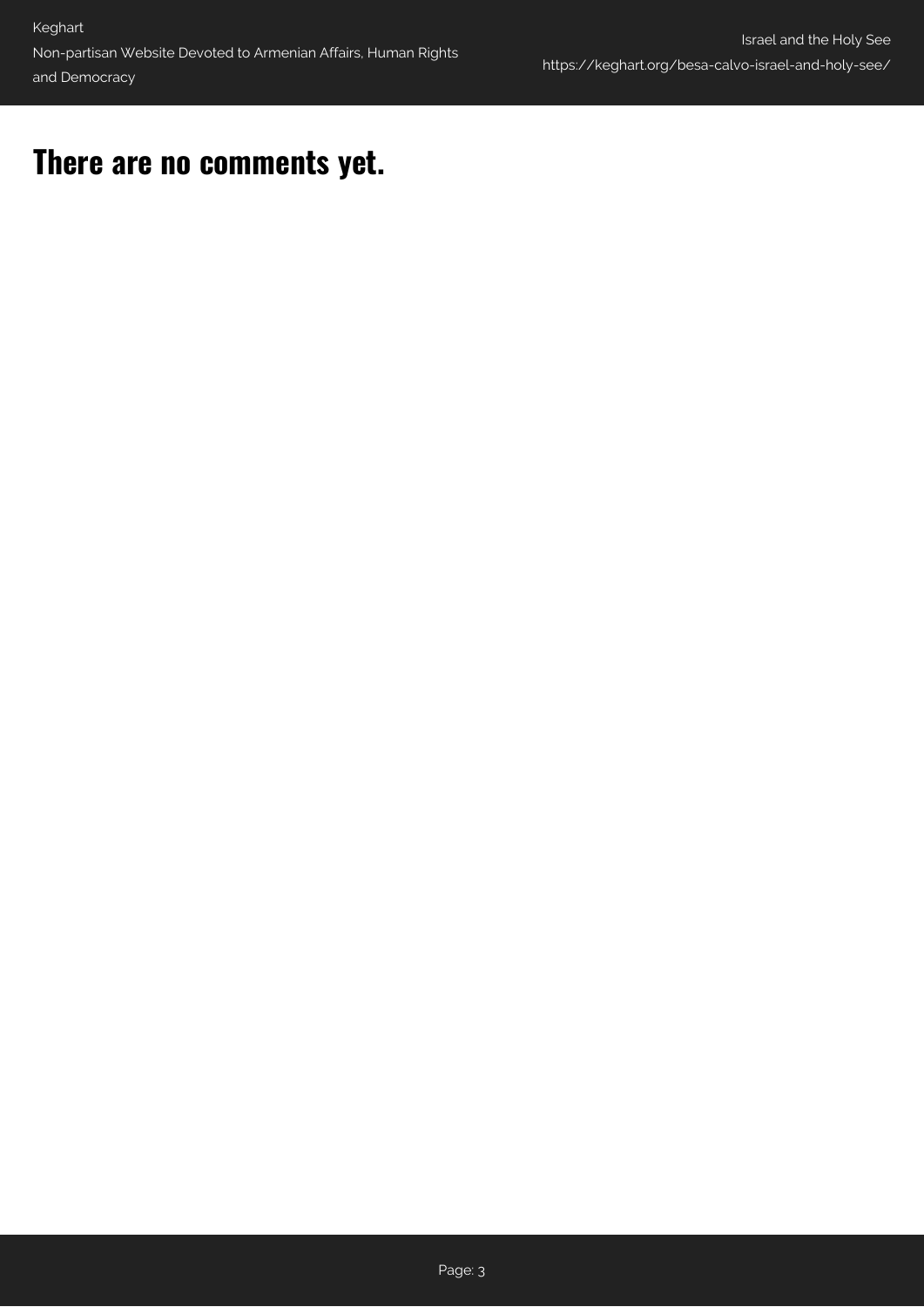# There are no comments yet.